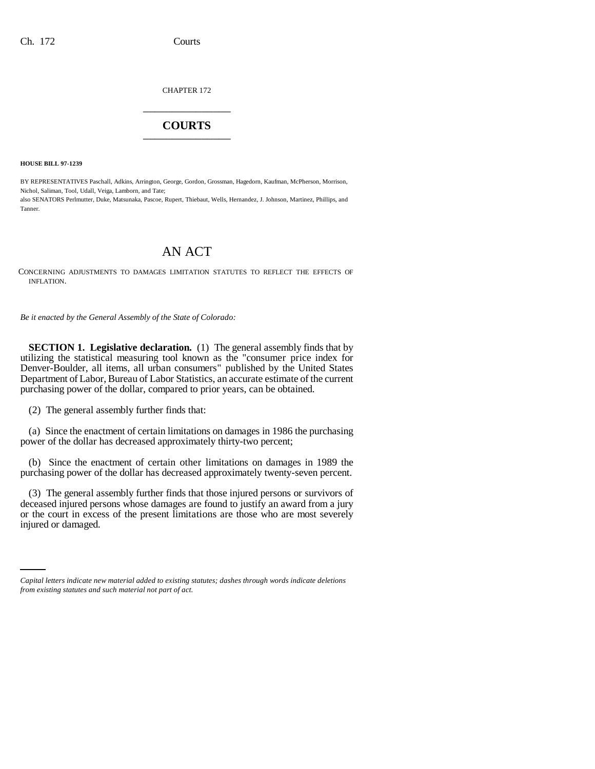CHAPTER 172

# COURTS

**HOUSE BILL 97-1239**

BY REPRESENTATIVES Paschall, Adkins, Arrington, George, Gordon, Grossman, Hagedorn, Kaufman, McPherson, Morrison, Nichol, Saliman, Tool, Udall, Veiga, Lamborn, and Tate;
also SENATORS Perlmutter, Duke, Matsunaka, Pascoe, Rupert, Thiebaut, Wells, Hernandez, J. Johnson, Martinez, Phillips, and Tanner.

# AN ACT

CONCERNING ADJUSTMENTS TO DAMAGES LIMITATION STATUTES TO REFLECT THE EFFECTS OF INFLATION.

*Be it enacted by the General Assembly of the State of Colorado:*

**SECTION 1. Legislative declaration.** (1) The general assembly finds that by utilizing the statistical measuring tool known as the "consumer price index for Denver-Boulder, all items, all urban consumers" published by the United States Department of Labor, Bureau of Labor Statistics, an accurate estimate of the current purchasing power of the dollar, compared to prior years, can be obtained.

(2) The general assembly further finds that:

(a) Since the enactment of certain limitations on damages in 1986 the purchasing power of the dollar has decreased approximately thirty-two percent;

(b) Since the enactment of certain other limitations on damages in 1989 the purchasing power of the dollar has decreased approximately twenty-seven percent.

(3) The general assembly further finds that those injured persons or survivors of deceased injured persons whose damages are found to justify an award from a jury or the court in excess of the present limitations are those who are most severely injured or damaged.

*Capital letters indicate new material added to existing statutes; dashes through words indicate deletions from existing statutes and such material not part of act.*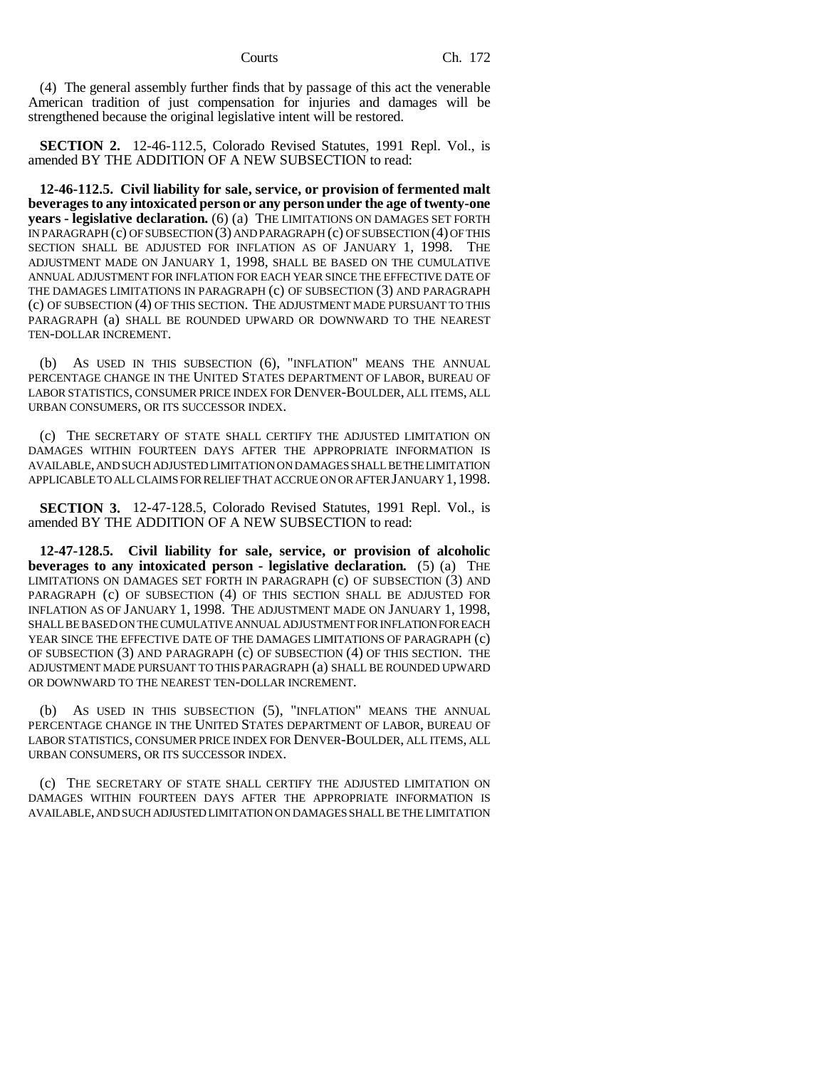(4) The general assembly further finds that by passage of this act the venerable American tradition of just compensation for injuries and damages will be strengthened because the original legislative intent will be restored.

**SECTION 2.** 12-46-112.5, Colorado Revised Statutes, 1991 Repl. Vol., is amended BY THE ADDITION OF A NEW SUBSECTION to read:

**12-46-112.5. Civil liability for sale, service, or provision of fermented malt beverages to any intoxicated person or any person under the age of twenty-one years - legislative declaration.** (6) (a) THE LIMITATIONS ON DAMAGES SET FORTH IN PARAGRAPH (c) OF SUBSECTION (3) AND PARAGRAPH (c) OF SUBSECTION (4) OF THIS SECTION SHALL BE ADJUSTED FOR INFLATION AS OF JANUARY 1, 1998. THE ADJUSTMENT MADE ON JANUARY 1, 1998, SHALL BE BASED ON THE CUMULATIVE ANNUAL ADJUSTMENT FOR INFLATION FOR EACH YEAR SINCE THE EFFECTIVE DATE OF THE DAMAGES LIMITATIONS IN PARAGRAPH (c) OF SUBSECTION (3) AND PARAGRAPH (c) OF SUBSECTION (4) OF THIS SECTION. THE ADJUSTMENT MADE PURSUANT TO THIS PARAGRAPH (a) SHALL BE ROUNDED UPWARD OR DOWNWARD TO THE NEAREST TEN-DOLLAR INCREMENT.

(b) AS USED IN THIS SUBSECTION (6), "INFLATION" MEANS THE ANNUAL PERCENTAGE CHANGE IN THE UNITED STATES DEPARTMENT OF LABOR, BUREAU OF LABOR STATISTICS, CONSUMER PRICE INDEX FOR DENVER-BOULDER, ALL ITEMS, ALL URBAN CONSUMERS, OR ITS SUCCESSOR INDEX.

(c) THE SECRETARY OF STATE SHALL CERTIFY THE ADJUSTED LIMITATION ON DAMAGES WITHIN FOURTEEN DAYS AFTER THE APPROPRIATE INFORMATION IS AVAILABLE, AND SUCH ADJUSTED LIMITATION ON DAMAGES SHALL BE THE LIMITATION APPLICABLE TO ALL CLAIMS FOR RELIEF THAT ACCRUE ON OR AFTER JANUARY 1, 1998.

**SECTION 3.** 12-47-128.5, Colorado Revised Statutes, 1991 Repl. Vol., is amended BY THE ADDITION OF A NEW SUBSECTION to read:

**12-47-128.5. Civil liability for sale, service, or provision of alcoholic beverages to any intoxicated person - legislative declaration.** (5) (a) THE LIMITATIONS ON DAMAGES SET FORTH IN PARAGRAPH (c) OF SUBSECTION (3) AND PARAGRAPH (c) OF SUBSECTION (4) OF THIS SECTION SHALL BE ADJUSTED FOR INFLATION AS OF JANUARY 1, 1998. THE ADJUSTMENT MADE ON JANUARY 1, 1998, SHALL BE BASED ON THE CUMULATIVE ANNUAL ADJUSTMENT FOR INFLATION FOR EACH YEAR SINCE THE EFFECTIVE DATE OF THE DAMAGES LIMITATIONS OF PARAGRAPH (c) OF SUBSECTION (3) AND PARAGRAPH (c) OF SUBSECTION (4) OF THIS SECTION. THE ADJUSTMENT MADE PURSUANT TO THIS PARAGRAPH (a) SHALL BE ROUNDED UPWARD OR DOWNWARD TO THE NEAREST TEN-DOLLAR INCREMENT.

(b) AS USED IN THIS SUBSECTION (5), "INFLATION" MEANS THE ANNUAL PERCENTAGE CHANGE IN THE UNITED STATES DEPARTMENT OF LABOR, BUREAU OF LABOR STATISTICS, CONSUMER PRICE INDEX FOR DENVER-BOULDER, ALL ITEMS, ALL URBAN CONSUMERS, OR ITS SUCCESSOR INDEX.

(c) THE SECRETARY OF STATE SHALL CERTIFY THE ADJUSTED LIMITATION ON DAMAGES WITHIN FOURTEEN DAYS AFTER THE APPROPRIATE INFORMATION IS AVAILABLE, AND SUCH ADJUSTED LIMITATION ON DAMAGES SHALL BE THE LIMITATION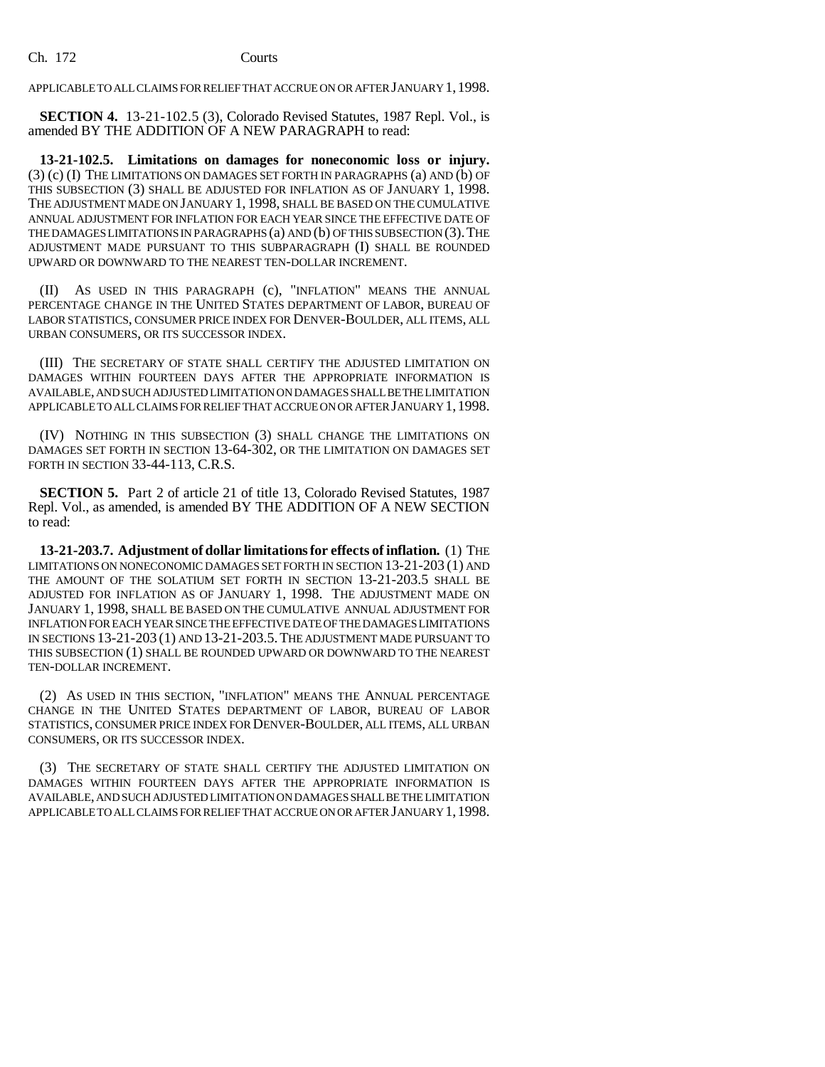APPLICABLE TO ALL CLAIMS FOR RELIEF THAT ACCRUE ON OR AFTER JANUARY 1, 1998.

**SECTION 4.** 13-21-102.5 (3), Colorado Revised Statutes, 1987 Repl. Vol., is amended BY THE ADDITION OF A NEW PARAGRAPH to read:

**13-21-102.5. Limitations on damages for noneconomic loss or injury.** (3) (c) (I) THE LIMITATIONS ON DAMAGES SET FORTH IN PARAGRAPHS (a) AND (b) OF THIS SUBSECTION (3) SHALL BE ADJUSTED FOR INFLATION AS OF JANUARY 1, 1998. THE ADJUSTMENT MADE ON JANUARY 1, 1998, SHALL BE BASED ON THE CUMULATIVE ANNUAL ADJUSTMENT FOR INFLATION FOR EACH YEAR SINCE THE EFFECTIVE DATE OF THE DAMAGES LIMITATIONS IN PARAGRAPHS (a) AND (b) OF THIS SUBSECTION (3). THE ADJUSTMENT MADE PURSUANT TO THIS SUBPARAGRAPH (I) SHALL BE ROUNDED UPWARD OR DOWNWARD TO THE NEAREST TEN-DOLLAR INCREMENT.

(II) AS USED IN THIS PARAGRAPH (c), "INFLATION" MEANS THE ANNUAL PERCENTAGE CHANGE IN THE UNITED STATES DEPARTMENT OF LABOR, BUREAU OF LABOR STATISTICS, CONSUMER PRICE INDEX FOR DENVER-BOULDER, ALL ITEMS, ALL URBAN CONSUMERS, OR ITS SUCCESSOR INDEX.

(III) THE SECRETARY OF STATE SHALL CERTIFY THE ADJUSTED LIMITATION ON DAMAGES WITHIN FOURTEEN DAYS AFTER THE APPROPRIATE INFORMATION IS AVAILABLE, AND SUCH ADJUSTED LIMITATION ON DAMAGES SHALL BE THE LIMITATION APPLICABLE TO ALL CLAIMS FOR RELIEF THAT ACCRUE ON OR AFTER JANUARY 1, 1998.

(IV) NOTHING IN THIS SUBSECTION (3) SHALL CHANGE THE LIMITATIONS ON DAMAGES SET FORTH IN SECTION 13-64-302, OR THE LIMITATION ON DAMAGES SET FORTH IN SECTION 33-44-113, C.R.S.

**SECTION 5.** Part 2 of article 21 of title 13, Colorado Revised Statutes, 1987 Repl. Vol., as amended, is amended BY THE ADDITION OF A NEW SECTION to read:

**13-21-203.7. Adjustment of dollar limitations for effects of inflation.** (1) THE LIMITATIONS ON NONECONOMIC DAMAGES SET FORTH IN SECTION 13-21-203 (1) AND THE AMOUNT OF THE SOLATIUM SET FORTH IN SECTION 13-21-203.5 SHALL BE ADJUSTED FOR INFLATION AS OF JANUARY 1, 1998. THE ADJUSTMENT MADE ON JANUARY 1, 1998, SHALL BE BASED ON THE CUMULATIVE ANNUAL ADJUSTMENT FOR INFLATION FOR EACH YEAR SINCE THE EFFECTIVE DATE OF THE DAMAGES LIMITATIONS IN SECTIONS 13-21-203 (1) AND 13-21-203.5. THE ADJUSTMENT MADE PURSUANT TO THIS SUBSECTION (1) SHALL BE ROUNDED UPWARD OR DOWNWARD TO THE NEAREST TEN-DOLLAR INCREMENT.

(2) AS USED IN THIS SECTION, "INFLATION" MEANS THE ANNUAL PERCENTAGE CHANGE IN THE UNITED STATES DEPARTMENT OF LABOR, BUREAU OF LABOR STATISTICS, CONSUMER PRICE INDEX FOR DENVER-BOULDER, ALL ITEMS, ALL URBAN CONSUMERS, OR ITS SUCCESSOR INDEX.

(3) THE SECRETARY OF STATE SHALL CERTIFY THE ADJUSTED LIMITATION ON DAMAGES WITHIN FOURTEEN DAYS AFTER THE APPROPRIATE INFORMATION IS AVAILABLE, AND SUCH ADJUSTED LIMITATION ON DAMAGES SHALL BE THE LIMITATION APPLICABLE TO ALL CLAIMS FOR RELIEF THAT ACCRUE ON OR AFTER JANUARY 1, 1998.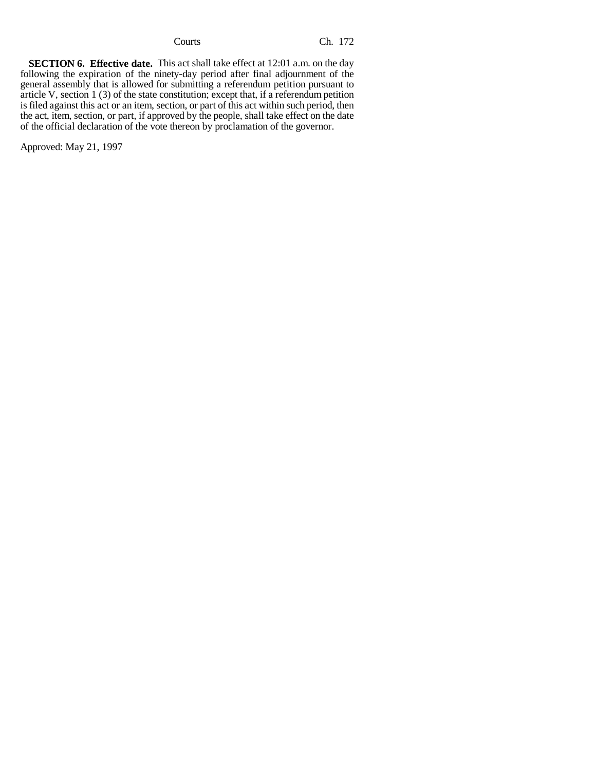**SECTION 6. Effective date.** This act shall take effect at 12:01 a.m. on the day following the expiration of the ninety-day period after final adjournment of the general assembly that is allowed for submitting a referendum petition pursuant to article V, section 1 (3) of the state constitution; except that, if a referendum petition is filed against this act or an item, section, or part of this act within such period, then the act, item, section, or part, if approved by the people, shall take effect on the date of the official declaration of the vote thereon by proclamation of the governor.

Approved: May 21, 1997